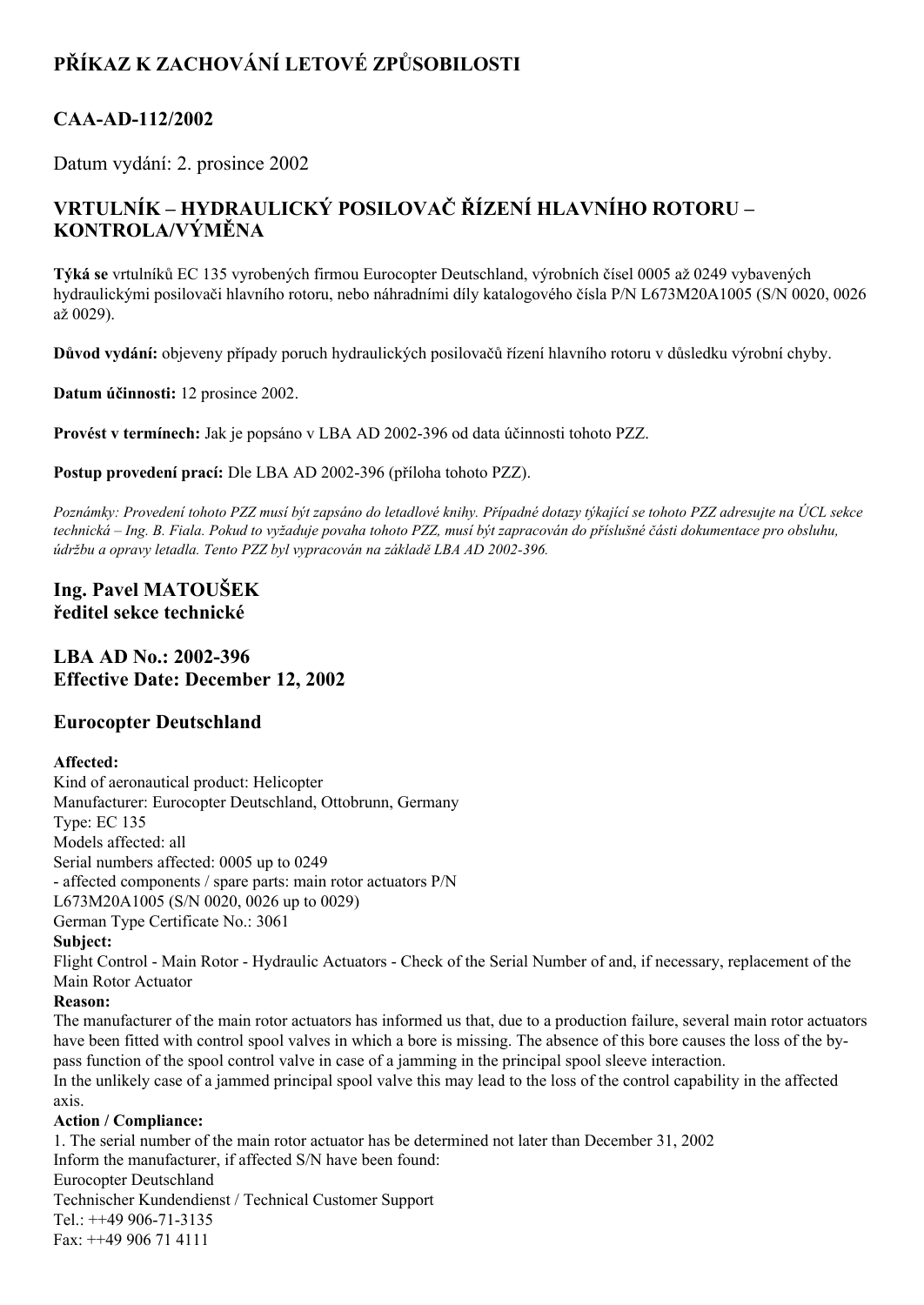# PŘÍKAZ K ZACHOVÁNÍ LETOVÉ ZPŮSOBILOSTI

## CAA-AD-112/2002

Datum vydání: 2. prosince 2002

## VRTULNÍK – HYDRAULICKÝ POSILOVAČ ŘÍZENÍ HLAVNÍHO ROTORU – KONTROLA/VÝMĚNA

**Týká se** vrtulníků EC 135 vyrobených firmou Eurocopter Deutschland, výrobních čísel 0005 až 0249 vybavených hydraulickými posilovači hlavního rotoru, nebo náhradními díly katalogového čísla P/N L673M20A1005 (S/N 0020, 0026 až 0029).

**Důvod vydání:** objeveny případy poruch hydraulických posilovačů řízení hlavního rotoru v důsledku výrobní chyby.

**Datum účinnosti:** 12 prosince 2002.

**Provést v termínech:** Jak je popsáno v LBA AD 2002-396 od data účinnosti tohoto PZZ.

**Postup provedení prací:** Dle LBA AD 2002-396 (příloha tohoto PZZ).

*Poznámky: Provedení tohoto PZZ musí být zapsáno do letadlové knihy. Případné dotazy týkající se tohoto PZZ adresujte na ÚCL sekce technická – Ing. B. Fiala. Pokud to vyžaduje povaha tohoto PZZ, musí být zapracován do příslušné části dokumentace pro obsluhu, údržbu a opravy letadla. Tento PZZ byl vypracován na základě LBA AD 2002-396.*

## Ing. Pavel MATOUŠEK
## ředitel sekce technické

## LBA AD No.: 2002-396
## Effective Date: December 12, 2002

## Eurocopter Deutschland

**Affected:**
Kind of aeronautical product: Helicopter
Manufacturer: Eurocopter Deutschland, Ottobrunn, Germany
Type: EC 135
Models affected: all
Serial numbers affected: 0005 up to 0249
- affected components / spare parts: main rotor actuators P/N L673M20A1005 (S/N 0020, 0026 up to 0029)

German Type Certificate No.: 3061

**Subject:**
Flight Control - Main Rotor - Hydraulic Actuators - Check of the Serial Number of and, if necessary, replacement of the Main Rotor Actuator

**Reason:**
The manufacturer of the main rotor actuators has informed us that, due to a production failure, several main rotor actuators have been fitted with control spool valves in which a bore is missing. The absence of this bore causes the loss of the by-pass function of the spool control valve in case of a jamming in the principal spool sleeve interaction.
In the unlikely case of a jammed principal spool valve this may lead to the loss of the control capability in the affected axis.

**Action / Compliance:**
1. The serial number of the main rotor actuator has be determined not later than December 31, 2002
Inform the manufacturer, if affected S/N have been found:
Eurocopter Deutschland
Technischer Kundendienst / Technical Customer Support
Tel.: ++49 906-71-3135
Fax: ++49 906 71 4111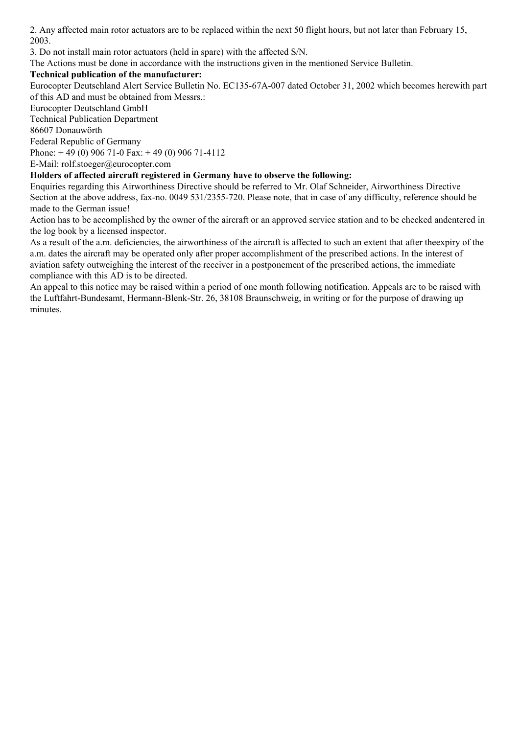2. Any affected main rotor actuators are to be replaced within the next 50 flight hours, but not later than February 15, 2003.

3. Do not install main rotor actuators (held in spare) with the affected S/N.

The Actions must be done in accordance with the instructions given in the mentioned Service Bulletin.

**Technical publication of the manufacturer:**

Eurocopter Deutschland Alert Service Bulletin No. EC135-67A-007 dated October 31, 2002 which becomes herewith part of this AD and must be obtained from Messrs.:

Eurocopter Deutschland GmbH
Technical Publication Department
86607 Donauwörth
Federal Republic of Germany
Phone: + 49 (0) 906 71-0 Fax: + 49 (0) 906 71-4112
E-Mail: rolf.stoeger@eurocopter.com

**Holders of affected aircraft registered in Germany have to observe the following:**

Enquiries regarding this Airworthiness Directive should be referred to Mr. Olaf Schneider, Airworthiness Directive Section at the above address, fax-no. 0049 531/2355-720. Please note, that in case of any difficulty, reference should be made to the German issue!

Action has to be accomplished by the owner of the aircraft or an approved service station and to be checked andentered in the log book by a licensed inspector.

As a result of the a.m. deficiencies, the airworthiness of the aircraft is affected to such an extent that after theexpiry of the a.m. dates the aircraft may be operated only after proper accomplishment of the prescribed actions. In the interest of aviation safety outweighing the interest of the receiver in a postponement of the prescribed actions, the immediate compliance with this AD is to be directed.

An appeal to this notice may be raised within a period of one month following notification. Appeals are to be raised with the Luftfahrt-Bundesamt, Hermann-Blenk-Str. 26, 38108 Braunschweig, in writing or for the purpose of drawing up minutes.